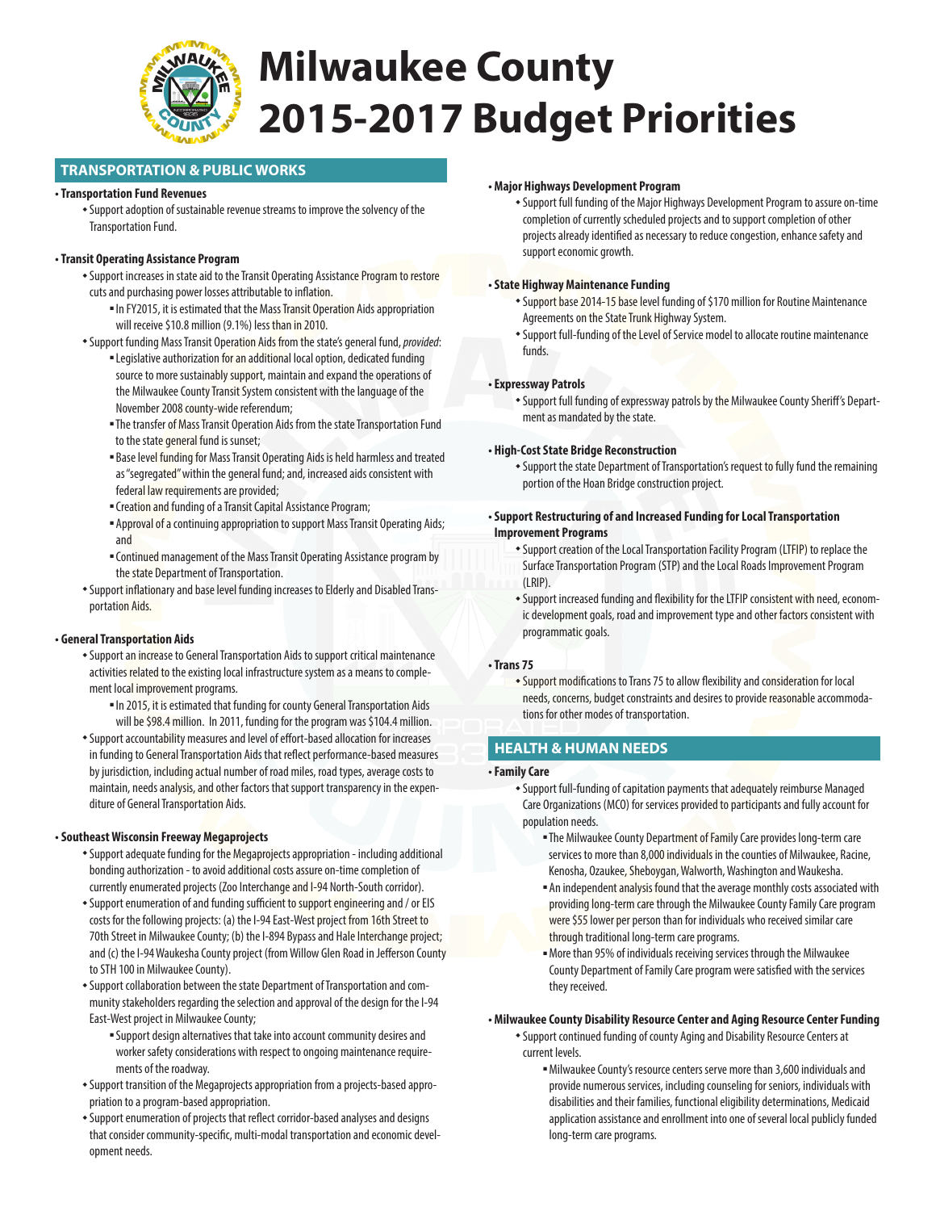# Milwaukee County 2015-2017 Budget Priorities

## TRANSPORTATION & PUBLIC WORKS

- **Transportation Fund Revenues**
  - Support adoption of sustainable revenue streams to improve the solvency of the Transportation Fund.

- **Transit Operating Assistance Program**
  - Support increases in state aid to the Transit Operating Assistance Program to restore cuts and purchasing power losses attributable to inflation.
    - In FY2015, it is estimated that the Mass Transit Operation Aids appropriation will receive $10.8 million (9.1%) less than in 2010.
  - Support funding Mass Transit Operation Aids from the state's general fund, *provided*:
    - Legislative authorization for an additional local option, dedicated funding source to more sustainably support, maintain and expand the operations of the Milwaukee County Transit System consistent with the language of the November 2008 county-wide referendum;
    - The transfer of Mass Transit Operation Aids from the state Transportation Fund to the state general fund is sunset;
    - Base level funding for Mass Transit Operating Aids is held harmless and treated as "segregated" within the general fund; and, increased aids consistent with federal law requirements are provided;
    - Creation and funding of a Transit Capital Assistance Program;
    - Approval of a continuing appropriation to support Mass Transit Operating Aids; and
    - Continued management of the Mass Transit Operating Assistance program by the state Department of Transportation.
  - Support inflationary and base level funding increases to Elderly and Disabled Transportation Aids.

- **General Transportation Aids**
  - Support an increase to General Transportation Aids to support critical maintenance activities related to the existing local infrastructure system as a means to complement local improvement programs.
    - In 2015, it is estimated that funding for county General Transportation Aids will be $98.4 million. In 2011, funding for the program was $104.4 million.
  - Support accountability measures and level of effort-based allocation for increases in funding to General Transportation Aids that reflect performance-based measures by jurisdiction, including actual number of road miles, road types, average costs to maintain, needs analysis, and other factors that support transparency in the expenditure of General Transportation Aids.

- **Southeast Wisconsin Freeway Megaprojects**
  - Support adequate funding for the Megaprojects appropriation - including additional bonding authorization - to avoid additional costs assure on-time completion of currently enumerated projects (Zoo Interchange and I-94 North-South corridor).
  - Support enumeration of and funding sufficient to support engineering and / or EIS costs for the following projects: (a) the I-94 East-West project from 16th Street to 70th Street in Milwaukee County; (b) the I-894 Bypass and Hale Interchange project; and (c) the I-94 Waukesha County project (from Willow Glen Road in Jefferson County to STH 100 in Milwaukee County).
  - Support collaboration between the state Department of Transportation and community stakeholders regarding the selection and approval of the design for the I-94 East-West project in Milwaukee County;
    - Support design alternatives that take into account community desires and worker safety considerations with respect to ongoing maintenance requirements of the roadway.
  - Support transition of the Megaprojects appropriation from a projects-based appropriation to a program-based appropriation.
  - Support enumeration of projects that reflect corridor-based analyses and designs that consider community-specific, multi-modal transportation and economic development needs.

- **Major Highways Development Program**
  - Support full funding of the Major Highways Development Program to assure on-time completion of currently scheduled projects and to support completion of other projects already identified as necessary to reduce congestion, enhance safety and support economic growth.

- **State Highway Maintenance Funding**
  - Support base 2014-15 base level funding of $170 million for Routine Maintenance Agreements on the State Trunk Highway System.
  - Support full-funding of the Level of Service model to allocate routine maintenance funds.

- **Expressway Patrols**
  - Support full funding of expressway patrols by the Milwaukee County Sheriff's Department as mandated by the state.

- **High-Cost State Bridge Reconstruction**
  - Support the state Department of Transportation's request to fully fund the remaining portion of the Hoan Bridge construction project.

- **Support Restructuring of and Increased Funding for Local Transportation Improvement Programs**
  - Support creation of the Local Transportation Facility Program (LTFIP) to replace the Surface Transportation Program (STP) and the Local Roads Improvement Program (LRIP).
  - Support increased funding and flexibility for the LTFIP consistent with need, economic development goals, road and improvement type and other factors consistent with programmatic goals.

- **Trans 75**
  - Support modifications to Trans 75 to allow flexibility and consideration for local needs, concerns, budget constraints and desires to provide reasonable accommodations for other modes of transportation.

## HEALTH & HUMAN NEEDS

- **Family Care**
  - Support full-funding of capitation payments that adequately reimburse Managed Care Organizations (MCO) for services provided to participants and fully account for population needs.
    - The Milwaukee County Department of Family Care provides long-term care services to more than 8,000 individuals in the counties of Milwaukee, Racine, Kenosha, Ozaukee, Sheboygan, Walworth, Washington and Waukesha.
    - An independent analysis found that the average monthly costs associated with providing long-term care through the Milwaukee County Family Care program were $55 lower per person than for individuals who received similar care through traditional long-term care programs.
    - More than 95% of individuals receiving services through the Milwaukee County Department of Family Care program were satisfied with the services they received.

- **Milwaukee County Disability Resource Center and Aging Resource Center Funding**
  - Support continued funding of county Aging and Disability Resource Centers at current levels.
    - Milwaukee County's resource centers serve more than 3,600 individuals and provide numerous services, including counseling for seniors, individuals with disabilities and their families, functional eligibility determinations, Medicaid application assistance and enrollment into one of several local publicly funded long-term care programs.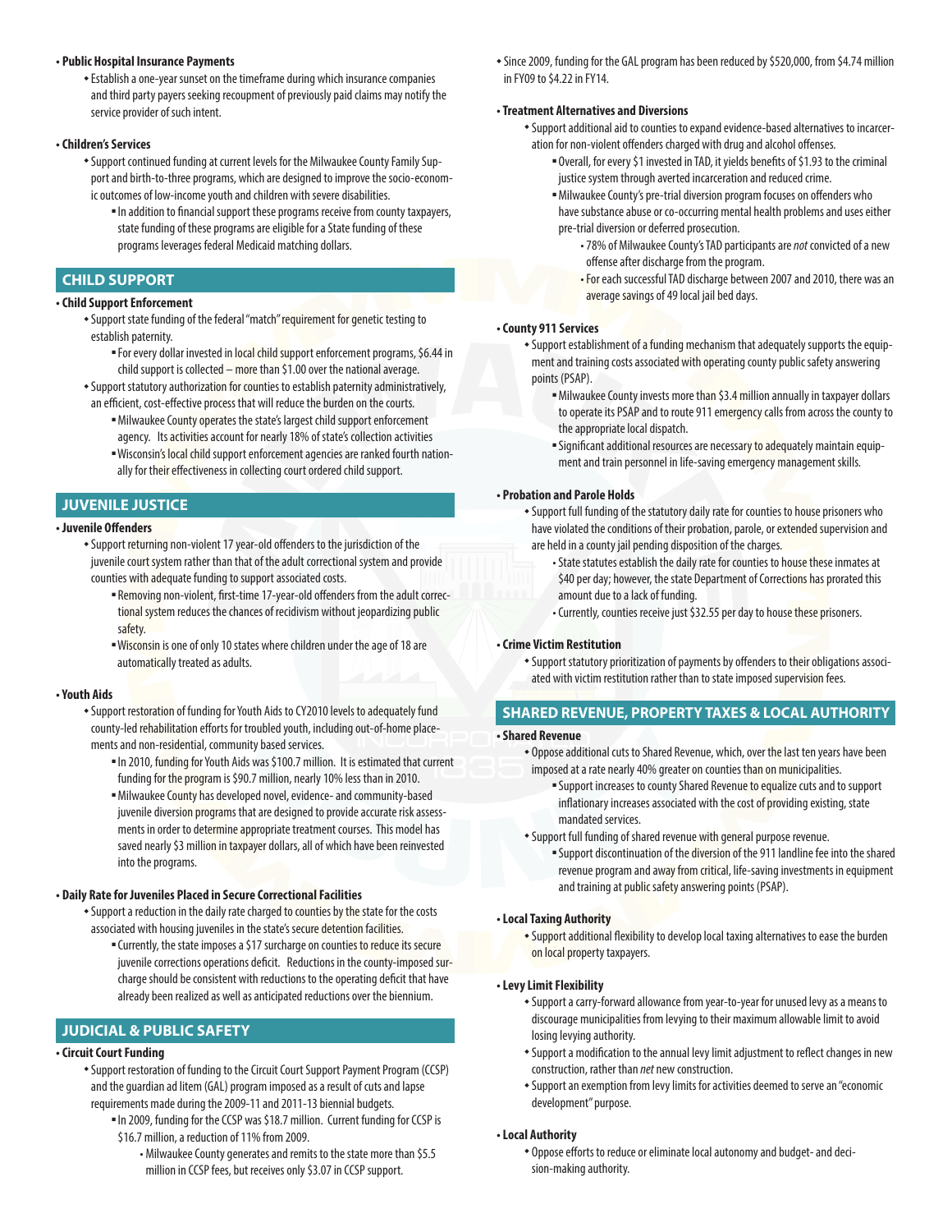- **Public Hospital Insurance Payments**
  - Establish a one-year sunset on the timeframe during which insurance companies and third party payers seeking recoupment of previously paid claims may notify the service provider of such intent.

- **Children's Services**
  - Support continued funding at current levels for the Milwaukee County Family Support and birth-to-three programs, which are designed to improve the socio-economic outcomes of low-income youth and children with severe disabilities.
    - In addition to financial support these programs receive from county taxpayers, state funding of these programs are eligible for a State funding of these programs leverages federal Medicaid matching dollars.

## CHILD SUPPORT

- **Child Support Enforcement**
  - Support state funding of the federal "match" requirement for genetic testing to establish paternity.
    - For every dollar invested in local child support enforcement programs, $6.44 in child support is collected – more than $1.00 over the national average.
  - Support statutory authorization for counties to establish paternity administratively, an efficient, cost-effective process that will reduce the burden on the courts.
    - Milwaukee County operates the state's largest child support enforcement agency. Its activities account for nearly 18% of state's collection activities
    - Wisconsin's local child support enforcement agencies are ranked fourth nationally for their effectiveness in collecting court ordered child support.

## JUVENILE JUSTICE

- **Juvenile Offenders**
  - Support returning non-violent 17 year-old offenders to the jurisdiction of the juvenile court system rather than that of the adult correctional system and provide counties with adequate funding to support associated costs.
    - Removing non-violent, first-time 17-year-old offenders from the adult correctional system reduces the chances of recidivism without jeopardizing public safety.
    - Wisconsin is one of only 10 states where children under the age of 18 are automatically treated as adults.

- **Youth Aids**
  - Support restoration of funding for Youth Aids to CY2010 levels to adequately fund county-led rehabilitation efforts for troubled youth, including out-of-home placements and non-residential, community based services.
    - In 2010, funding for Youth Aids was $100.7 million. It is estimated that current funding for the program is $90.7 million, nearly 10% less than in 2010.
    - Milwaukee County has developed novel, evidence- and community-based juvenile diversion programs that are designed to provide accurate risk assessments in order to determine appropriate treatment courses. This model has saved nearly $3 million in taxpayer dollars, all of which have been reinvested into the programs.

- **Daily Rate for Juveniles Placed in Secure Correctional Facilities**
  - Support a reduction in the daily rate charged to counties by the state for the costs associated with housing juveniles in the state's secure detention facilities.
    - Currently, the state imposes a $17 surcharge on counties to reduce its secure juvenile corrections operations deficit. Reductions in the county-imposed surcharge should be consistent with reductions to the operating deficit that have already been realized as well as anticipated reductions over the biennium.

## JUDICIAL & PUBLIC SAFETY

- **Circuit Court Funding**
  - Support restoration of funding to the Circuit Court Support Payment Program (CCSP) and the guardian ad litem (GAL) program imposed as a result of cuts and lapse requirements made during the 2009-11 and 2011-13 biennial budgets.
    - In 2009, funding for the CCSP was $18.7 million. Current funding for CCSP is $16.7 million, a reduction of 11% from 2009.
      - Milwaukee County generates and remits to the state more than $5.5 million in CCSP fees, but receives only $3.07 in CCSP support.
  - Since 2009, funding for the GAL program has been reduced by $520,000, from $4.74 million in FY09 to $4.22 in FY14.

- **Treatment Alternatives and Diversions**
  - Support additional aid to counties to expand evidence-based alternatives to incarceration for non-violent offenders charged with drug and alcohol offenses.
    - Overall, for every $1 invested in TAD, it yields benefits of $1.93 to the criminal justice system through averted incarceration and reduced crime.
    - Milwaukee County's pre-trial diversion program focuses on offenders who have substance abuse or co-occurring mental health problems and uses either pre-trial diversion or deferred prosecution.
      - 78% of Milwaukee County's TAD participants are *not* convicted of a new offense after discharge from the program.
      - For each successful TAD discharge between 2007 and 2010, there was an average savings of 49 local jail bed days.

- **County 911 Services**
  - Support establishment of a funding mechanism that adequately supports the equipment and training costs associated with operating county public safety answering points (PSAP).
    - Milwaukee County invests more than $3.4 million annually in taxpayer dollars to operate its PSAP and to route 911 emergency calls from across the county to the appropriate local dispatch.
    - Significant additional resources are necessary to adequately maintain equipment and train personnel in life-saving emergency management skills.

- **Probation and Parole Holds**
  - Support full funding of the statutory daily rate for counties to house prisoners who have violated the conditions of their probation, parole, or extended supervision and are held in a county jail pending disposition of the charges.
    - State statutes establish the daily rate for counties to house these inmates at $40 per day; however, the state Department of Corrections has prorated this amount due to a lack of funding.
    - Currently, counties receive just $32.55 per day to house these prisoners.

- **Crime Victim Restitution**
  - Support statutory prioritization of payments by offenders to their obligations associated with victim restitution rather than to state imposed supervision fees.

## SHARED REVENUE, PROPERTY TAXES & LOCAL AUTHORITY

- **Shared Revenue**
  - Oppose additional cuts to Shared Revenue, which, over the last ten years have been imposed at a rate nearly 40% greater on counties than on municipalities.
    - Support increases to county Shared Revenue to equalize cuts and to support inflationary increases associated with the cost of providing existing, state mandated services.
  - Support full funding of shared revenue with general purpose revenue.
    - Support discontinuation of the diversion of the 911 landline fee into the shared revenue program and away from critical, life-saving investments in equipment and training at public safety answering points (PSAP).

- **Local Taxing Authority**
  - Support additional flexibility to develop local taxing alternatives to ease the burden on local property taxpayers.

- **Levy Limit Flexibility**
  - Support a carry-forward allowance from year-to-year for unused levy as a means to discourage municipalities from levying to their maximum allowable limit to avoid losing levying authority.
  - Support a modification to the annual levy limit adjustment to reflect changes in new construction, rather than *net* new construction.
  - Support an exemption from levy limits for activities deemed to serve an "economic development" purpose.

- **Local Authority**
  - Oppose efforts to reduce or eliminate local autonomy and budget- and decision-making authority.